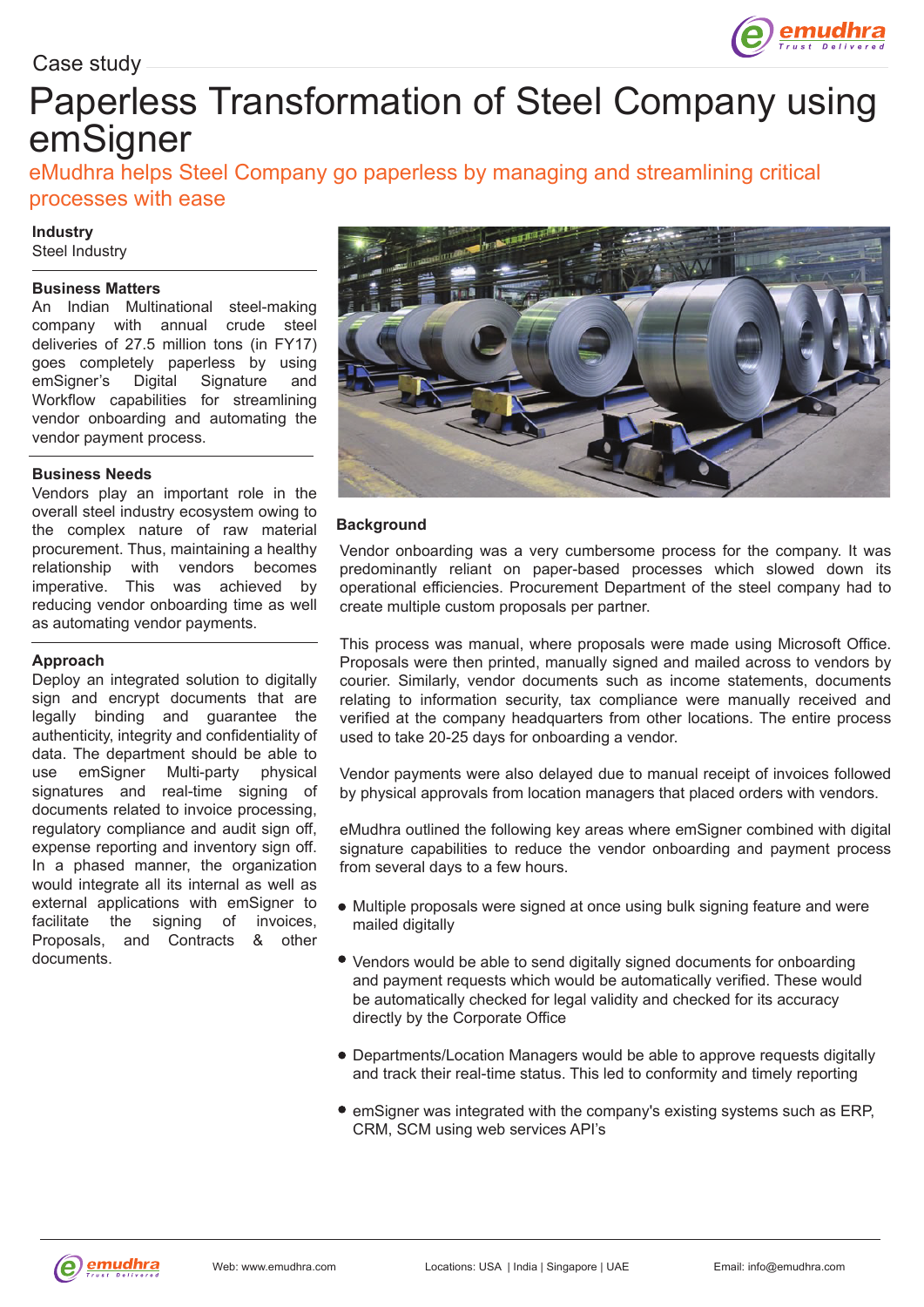Case study

# Paperless Transformation of Steel Company using emSigner

## eMudhra helps Steel Company go paperless by managing and streamlining critical processes with ease

**Industry**

Steel Industry

**Business Matters**

An Indian Multinational steel-making company with annual crude steel deliveries of 27.5 million tons (in FY17) goes completely paperless by using emSigner's Digital Signature and Workflow capabilities for streamlining vendor onboarding and automating the vendor payment process.

**Business Needs**

Vendors play an important role in the overall steel industry ecosystem owing to the complex nature of raw material procurement. Thus, maintaining a healthy relationship with vendors becomes imperative. This was achieved by reducing vendor onboarding time as well as automating vendor payments.

**Approach**

Deploy an integrated solution to digitally sign and encrypt documents that are legally binding and guarantee the authenticity, integrity and confidentiality of data. The department should be able to use emSigner Multi-party physical signatures and real-time signing of documents related to invoice processing, regulatory compliance and audit sign off, expense reporting and inventory sign off. In a phased manner, the organization would integrate all its internal as well as external applications with emSigner to facilitate the signing of invoices, Proposals, and Contracts & other documents.

**Background**

Vendor onboarding was a very cumbersome process for the company. It was predominantly reliant on paper-based processes which slowed down its operational efficiencies. Procurement Department of the steel company had to create multiple custom proposals per partner.

This process was manual, where proposals were made using Microsoft Office. Proposals were then printed, manually signed and mailed across to vendors by courier. Similarly, vendor documents such as income statements, documents relating to information security, tax compliance were manually received and verified at the company headquarters from other locations. The entire process used to take 20-25 days for onboarding a vendor.

Vendor payments were also delayed due to manual receipt of invoices followed by physical approvals from location managers that placed orders with vendors.

eMudhra outlined the following key areas where emSigner combined with digital signature capabilities to reduce the vendor onboarding and payment process from several days to a few hours.

- Multiple proposals were signed at once using bulk signing feature and were mailed digitally
- Vendors would be able to send digitally signed documents for onboarding and payment requests which would be automatically verified. These would be automatically checked for legal validity and checked for its accuracy directly by the Corporate Office
- Departments/Location Managers would be able to approve requests digitally and track their real-time status. This led to conformity and timely reporting
- emSigner was integrated with the company's existing systems such as ERP, CRM, SCM using web services API's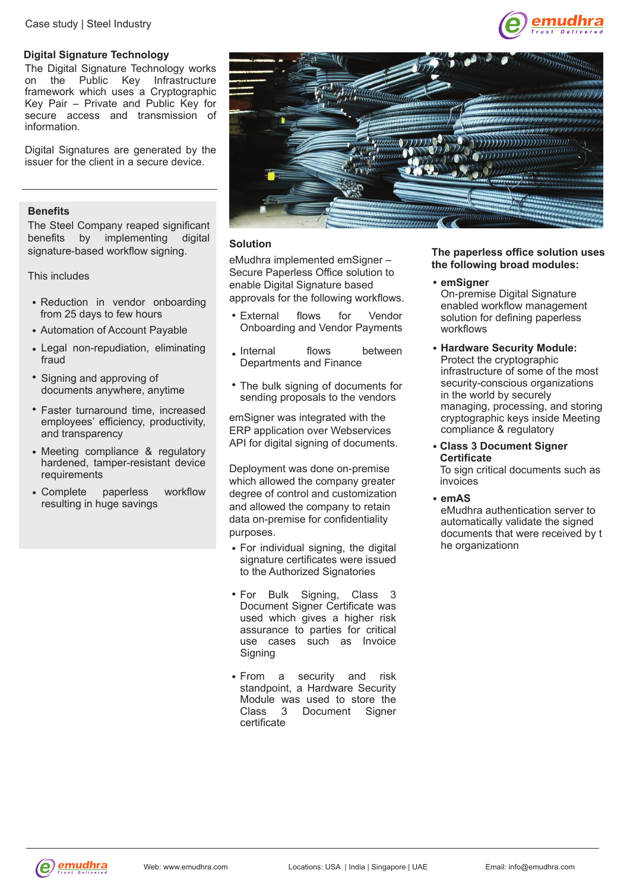## Digital Signature Technology

The Digital Signature Technology works on the Public Key Infrastructure framework which uses a Cryptographic Key Pair – Private and Public Key for secure access and transmission of information.

Digital Signatures are generated by the issuer for the client in a secure device.

## Benefits

The Steel Company reaped significant benefits by implementing digital signature-based workflow signing.

This includes

- Reduction in vendor onboarding from 25 days to few hours
- Automation of Account Payable
- Legal non-repudiation, eliminating fraud
- Signing and approving of documents anywhere, anytime
- Faster turnaround time, increased employees' efficiency, productivity, and transparency
- Meeting compliance & regulatory hardened, tamper-resistant device requirements
- Complete paperless workflow resulting in huge savings

## Solution

eMudhra implemented emSigner – Secure Paperless Office solution to enable Digital Signature based approvals for the following workflows.

- External flows for Vendor Onboarding and Vendor Payments
- Internal flows between Departments and Finance
- The bulk signing of documents for sending proposals to the vendors

emSigner was integrated with the ERP application over Webservices API for digital signing of documents.

Deployment was done on-premise which allowed the company greater degree of control and customization and allowed the company to retain data on-premise for confidentiality purposes.

- For individual signing, the digital signature certificates were issued to the Authorized Signatories
- For Bulk Signing, Class 3 Document Signer Certificate was used which gives a higher risk assurance to parties for critical use cases such as Invoice Signing
- From a security and risk standpoint, a Hardware Security Module was used to store the Class 3 Document Signer certificate

**The paperless office solution uses the following broad modules:**

- **emSigner**
  On-premise Digital Signature enabled workflow management solution for defining paperless workflows
- **Hardware Security Module:**
  Protect the cryptographic infrastructure of some of the most security-conscious organizations in the world by securely managing, processing, and storing cryptographic keys inside Meeting compliance & regulatory
- **Class 3 Document Signer Certificate**
  To sign critical documents such as invoices
- **emAS**
  eMudhra authentication server to automatically validate the signed documents that were received by t he organizationn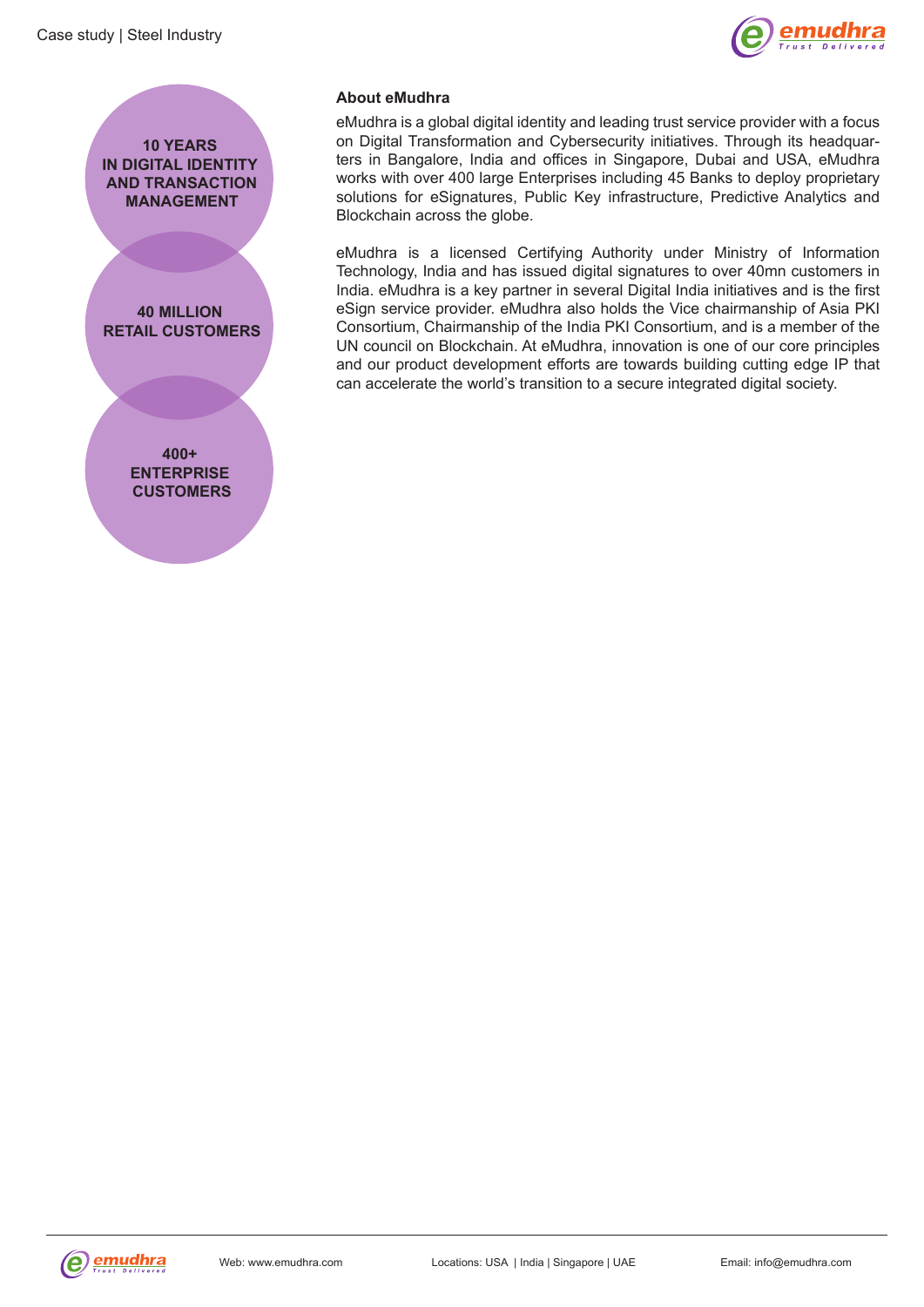10 YEARS
IN DIGITAL IDENTITY
AND TRANSACTION
MANAGEMENT

40 MILLION
RETAIL CUSTOMERS

400+
ENTERPRISE
CUSTOMERS

## About eMudhra

eMudhra is a global digital identity and leading trust service provider with a focus on Digital Transformation and Cybersecurity initiatives. Through its headquarters in Bangalore, India and offices in Singapore, Dubai and USA, eMudhra works with over 400 large Enterprises including 45 Banks to deploy proprietary solutions for eSignatures, Public Key infrastructure, Predictive Analytics and Blockchain across the globe.

eMudhra is a licensed Certifying Authority under Ministry of Information Technology, India and has issued digital signatures to over 40mn customers in India. eMudhra is a key partner in several Digital India initiatives and is the first eSign service provider. eMudhra also holds the Vice chairmanship of Asia PKI Consortium, Chairmanship of the India PKI Consortium, and is a member of the UN council on Blockchain. At eMudhra, innovation is one of our core principles and our product development efforts are towards building cutting edge IP that can accelerate the world's transition to a secure integrated digital society.

Web: www.emudhra.com | Locations: USA | India | Singapore | UAE | Email: info@emudhra.com